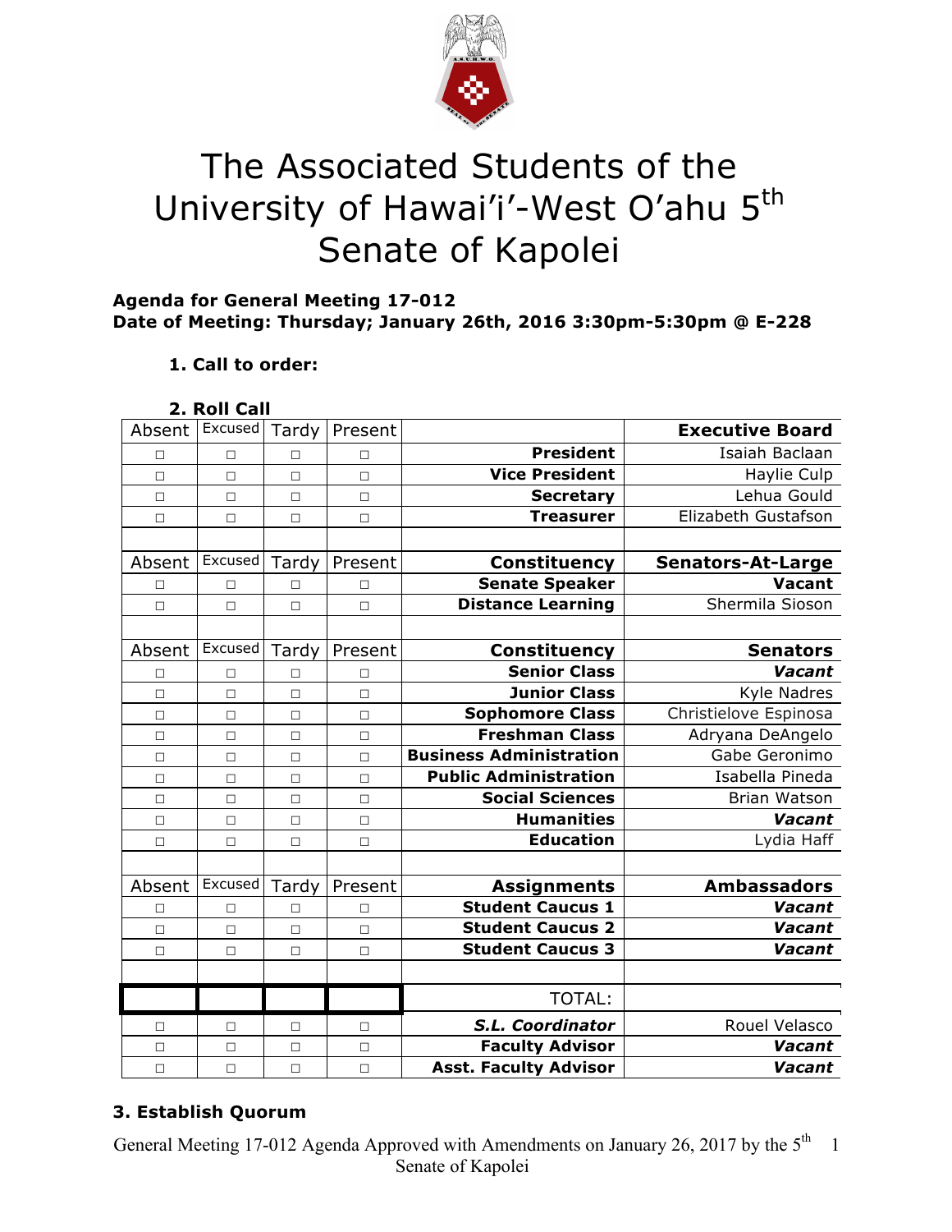# The Associated Students of the University of Hawai'i-West O'ahu 5th Senate of Kapolei

**Agenda for General Meeting 17-012**
**Date of Meeting: Thursday; January 26th, 2016 3:30pm-5:30pm @ E-228**

**1. Call to order:**

**2. Roll Call**

| Absent | Excused | Tardy | Present | | **Executive Board** |
|---|---|---|---|---|---|
| □ | □ | □ | □ | **President** | Isaiah Baclaan |
| □ | □ | □ | □ | **Vice President** | Haylie Culp |
| □ | □ | □ | □ | **Secretary** | Lehua Gould |
| □ | □ | □ | □ | **Treasurer** | Elizabeth Gustafson |
| | | | | | |
| Absent | Excused | Tardy | Present | **Constituency** | **Senators-At-Large** |
| □ | □ | □ | □ | **Senate Speaker** | **Vacant** |
| □ | □ | □ | □ | **Distance Learning** | Shermila Sioson |
| | | | | | |
| Absent | Excused | Tardy | Present | **Constituency** | **Senators** |
| □ | □ | □ | □ | **Senior Class** | ***Vacant*** |
| □ | □ | □ | □ | **Junior Class** | Kyle Nadres |
| □ | □ | □ | □ | **Sophomore Class** | Christielove Espinosa |
| □ | □ | □ | □ | **Freshman Class** | Adryana DeAngelo |
| □ | □ | □ | □ | **Business Administration** | Gabe Geronimo |
| □ | □ | □ | □ | **Public Administration** | Isabella Pineda |
| □ | □ | □ | □ | **Social Sciences** | Brian Watson |
| □ | □ | □ | □ | **Humanities** | ***Vacant*** |
| □ | □ | □ | □ | **Education** | Lydia Haff |
| | | | | | |
| Absent | Excused | Tardy | Present | **Assignments** | **Ambassadors** |
| □ | □ | □ | □ | **Student Caucus 1** | ***Vacant*** |
| □ | □ | □ | □ | **Student Caucus 2** | ***Vacant*** |
| □ | □ | □ | □ | **Student Caucus 3** | ***Vacant*** |
| | | | | | |
| | | | | TOTAL: | |
| □ | □ | □ | □ | ***S.L. Coordinator*** | Rouel Velasco |
| □ | □ | □ | □ | **Faculty Advisor** | ***Vacant*** |
| □ | □ | □ | □ | **Asst. Faculty Advisor** | ***Vacant*** |

**3. Establish Quorum**

General Meeting 17-012 Agenda Approved with Amendments on January 26, 2017 by the 5th Senate of Kapolei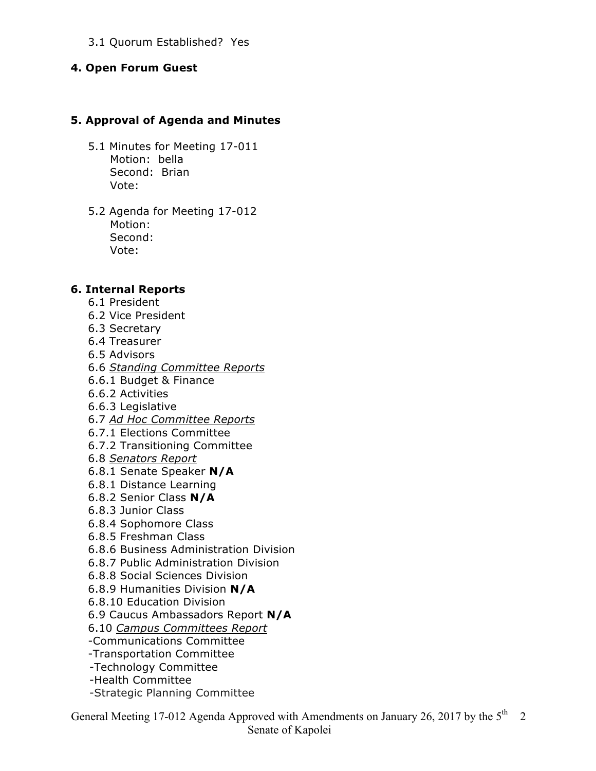3.1 Quorum Established? Yes

**4. Open Forum Guest**

**5. Approval of Agenda and Minutes**

5.1 Minutes for Meeting 17-011
- Motion: bella
- Second: Brian
- Vote:

5.2 Agenda for Meeting 17-012
- Motion:
- Second:
- Vote:

**6. Internal Reports**

6.1 President
6.2 Vice President
6.3 Secretary
6.4 Treasurer
6.5 Advisors
6.6 *Standing Committee Reports*
6.6.1 Budget & Finance
6.6.2 Activities
6.6.3 Legislative
6.7 *Ad Hoc Committee Reports*
6.7.1 Elections Committee
6.7.2 Transitioning Committee
6.8 *Senators Report*
6.8.1 Senate Speaker **N/A**
6.8.1 Distance Learning
6.8.2 Senior Class **N/A**
6.8.3 Junior Class
6.8.4 Sophomore Class
6.8.5 Freshman Class
6.8.6 Business Administration Division
6.8.7 Public Administration Division
6.8.8 Social Sciences Division
6.8.9 Humanities Division **N/A**
6.8.10 Education Division
6.9 Caucus Ambassadors Report **N/A**
6.10 *Campus Committees Report*
-Communications Committee
-Transportation Committee
-Technology Committee
-Health Committee
-Strategic Planning Committee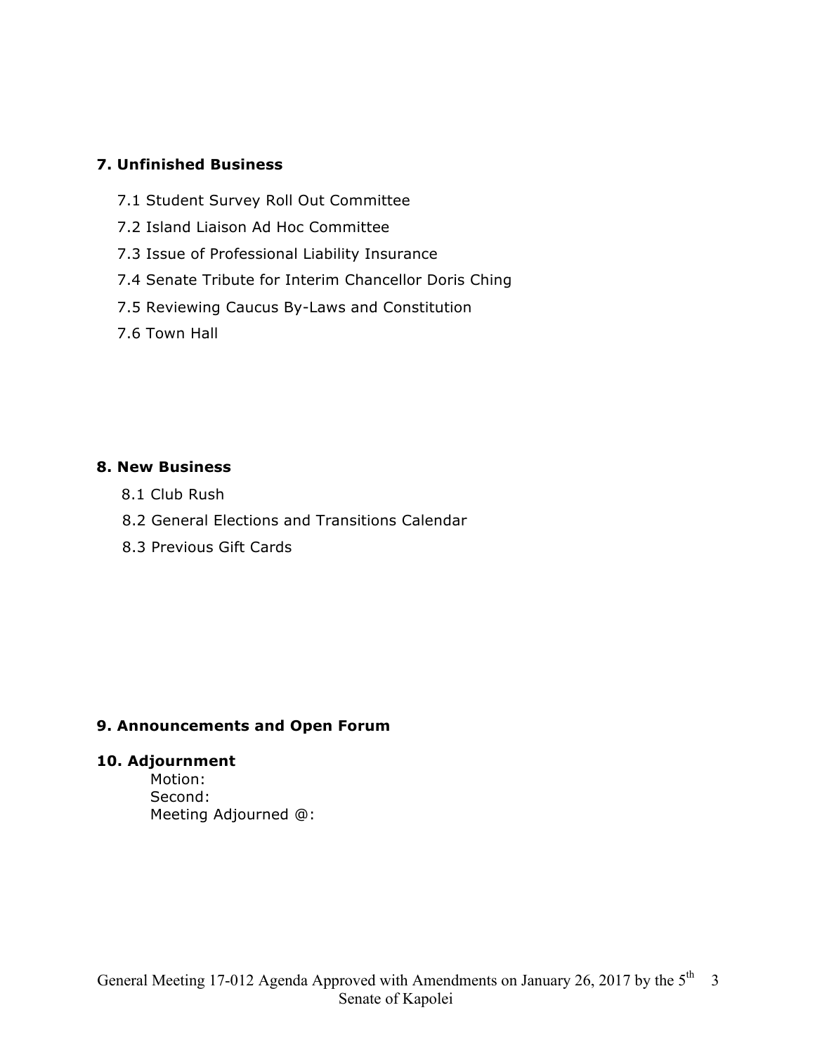**7. Unfinished Business**

7.1 Student Survey Roll Out Committee

7.2 Island Liaison Ad Hoc Committee

7.3 Issue of Professional Liability Insurance

7.4 Senate Tribute for Interim Chancellor Doris Ching

7.5 Reviewing Caucus By-Laws and Constitution

7.6 Town Hall

**8. New Business**

8.1 Club Rush

8.2 General Elections and Transitions Calendar

8.3 Previous Gift Cards

**9. Announcements and Open Forum**

**10. Adjournment**

Motion:
Second:
Meeting Adjourned @: